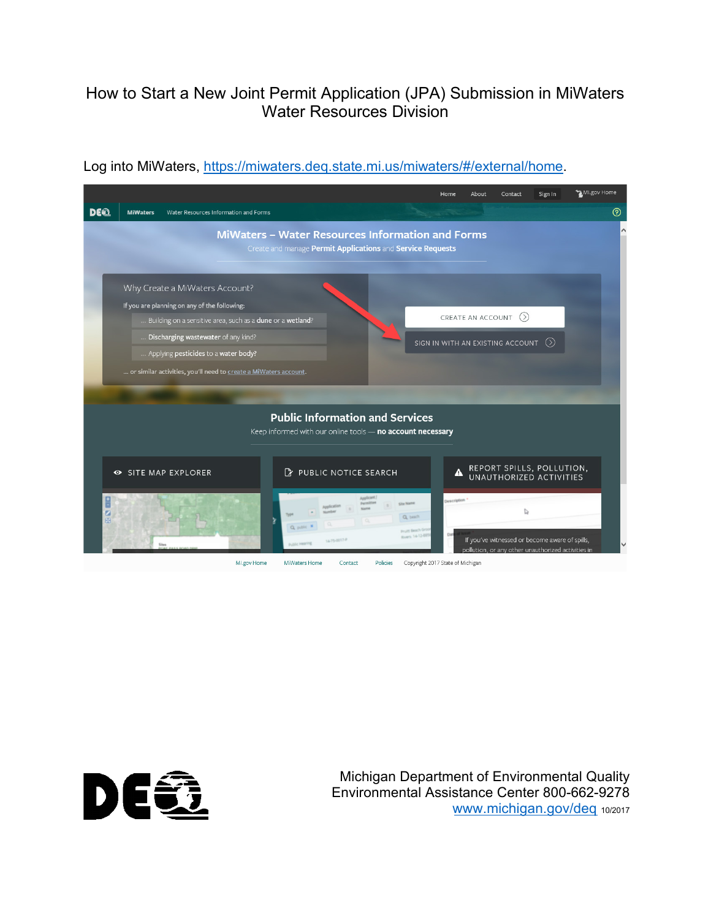# How to Start a New Joint Permit Application (JPA) Submission in MiWaters
## Water Resources Division

Log into MiWaters, https://miwaters.deq.state.mi.us/miwaters/#/external/home.

Michigan Department of Environmental Quality
Environmental Assistance Center 800-662-9278
www.michigan.gov/deq 10/2017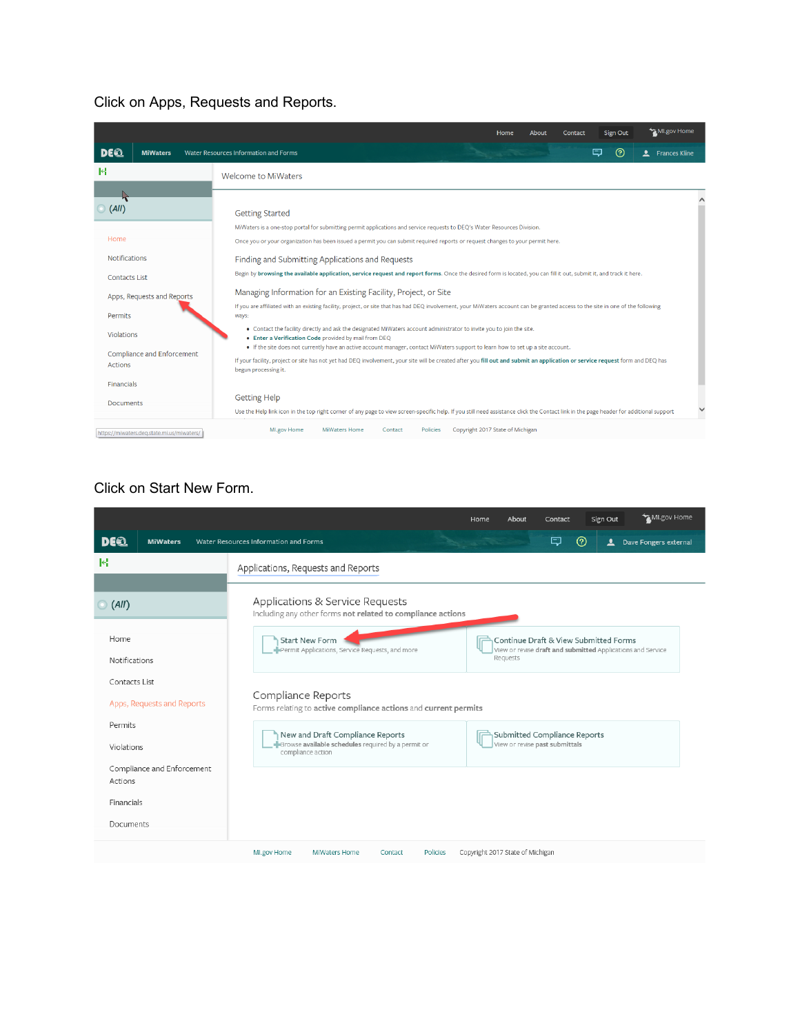Click on Apps, Requests and Reports.

Home About Contact Sign Out MI.gov Home

DEQ MiWaters Water Resources Information and Forms Frances Kline

(All)

- Home
- Notifications
- Contacts List
- Apps, Requests and Reports
- Permits
- Violations
- Compliance and Enforcement Actions
- Financials
- Documents

Welcome to MiWaters

Getting Started

MiWaters is a one-stop portal for submitting permit applications and service requests to DEQ's Water Resources Division.

Once you or your organization has been issued a permit you can submit required reports or request changes to your permit here.

Finding and Submitting Applications and Requests

Begin by **browsing the available application, service request and report forms**. Once the desired form is located, you can fill it out, submit it, and track it here.

Managing Information for an Existing Facility, Project, or Site

If you are affiliated with an existing facility, project, or site that has had DEQ involvement, your MiWaters account can be granted access to the site in one of the following ways:

- Contact the facility directly and ask the designated MiWaters account administrator to invite you to join the site.
- **Enter a Verification Code** provided by mail from DEQ
- If the site does not currently have an active account manager, contact MiWaters support to learn how to set up a site account.

If your facility, project or site has not yet had DEQ involvement, your site will be created after you **fill out and submit an application or service request** form and DEQ has begun processing it.

Getting Help

Use the Help link icon in the top right corner of any page to view screen-specific help. If you still need assistance click the Contact link in the page header for additional support

https://miwaters.deq.state.mi.us/miwaters/ MI.gov Home MiWaters Home Contact Policies Copyright 2017 State of Michigan

Click on Start New Form.

Home About Contact Sign Out MI.gov Home

DEQ MiWaters Water Resources Information and Forms Dave Fongers external

(All)

- Home
- Notifications
- Contacts List
- Apps, Requests and Reports
- Permits
- Violations
- Compliance and Enforcement Actions
- Financials
- Documents

Applications, Requests and Reports

Applications & Service Requests

Including any other forms **not related to compliance actions**

Start New Form
Permit Applications, Service Requests, and more

Continue Draft & View Submitted Forms
View or revise **draft and submitted** Applications and Service Requests

Compliance Reports

Forms relating to **active compliance actions** and **current permits**

New and Draft Compliance Reports
Browse **available schedules** required by a permit or compliance action

Submitted Compliance Reports
View or revise **past submittals**

MI.gov Home MiWaters Home Contact Policies Copyright 2017 State of Michigan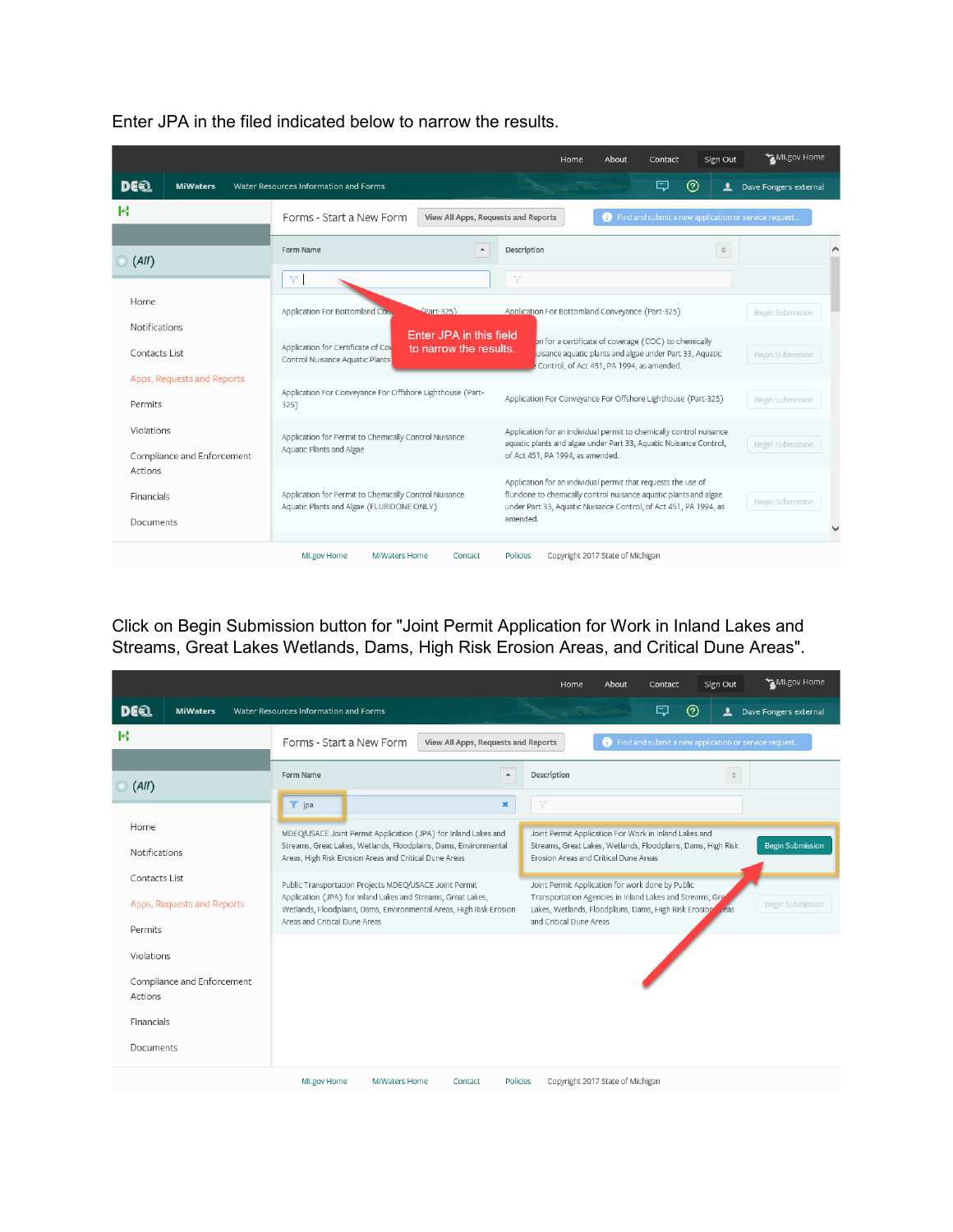Enter JPA in the filed indicated below to narrow the results.

Click on Begin Submission button for "Joint Permit Application for Work in Inland Lakes and Streams, Great Lakes Wetlands, Dams, High Risk Erosion Areas, and Critical Dune Areas".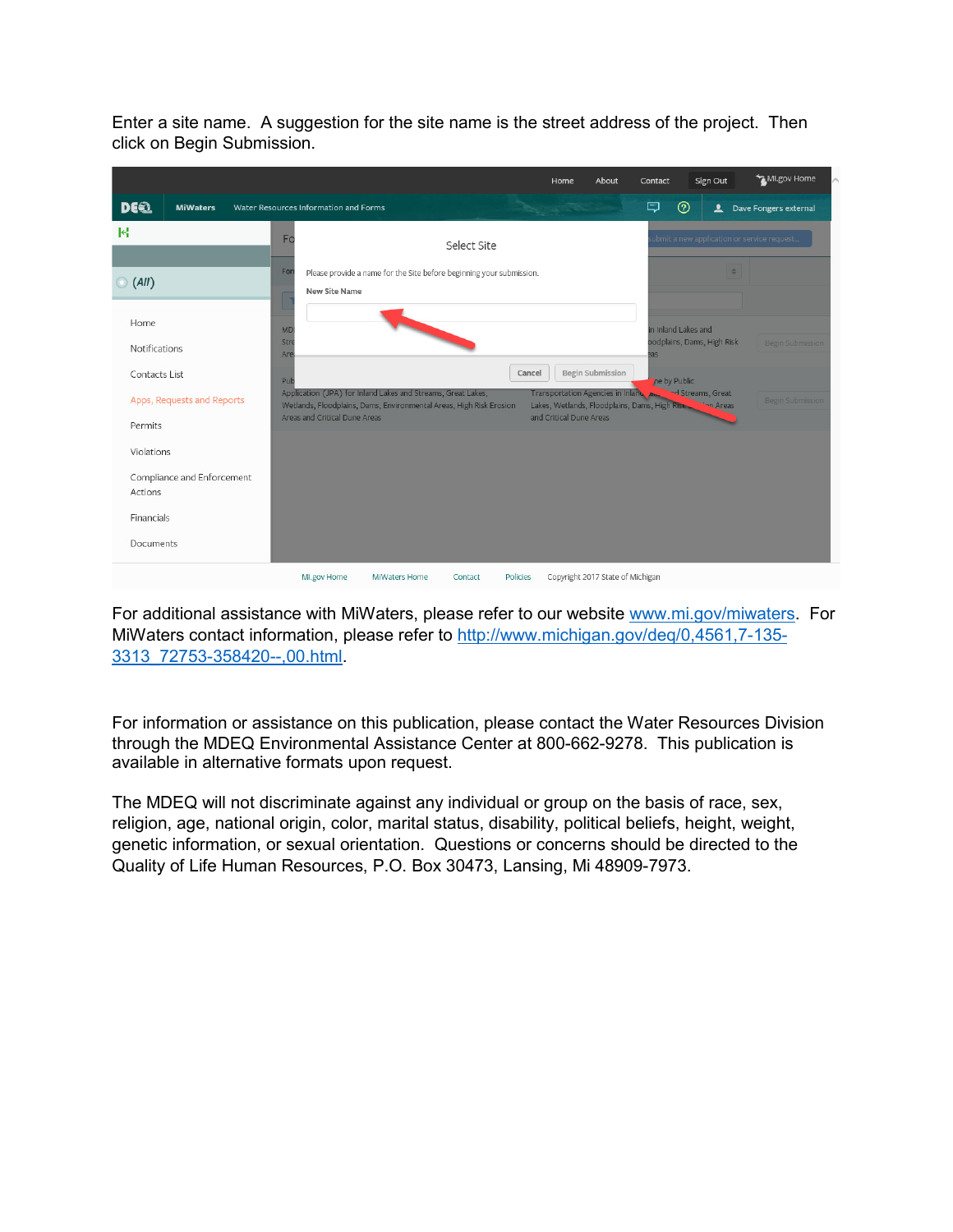Enter a site name. A suggestion for the site name is the street address of the project. Then click on Begin Submission.

For additional assistance with MiWaters, please refer to our website www.mi.gov/miwaters. For MiWaters contact information, please refer to http://www.michigan.gov/deq/0,4561,7-135-3313_72753-358420--,00.html.

For information or assistance on this publication, please contact the Water Resources Division through the MDEQ Environmental Assistance Center at 800-662-9278. This publication is available in alternative formats upon request.

The MDEQ will not discriminate against any individual or group on the basis of race, sex, religion, age, national origin, color, marital status, disability, political beliefs, height, weight, genetic information, or sexual orientation. Questions or concerns should be directed to the Quality of Life Human Resources, P.O. Box 30473, Lansing, Mi 48909-7973.